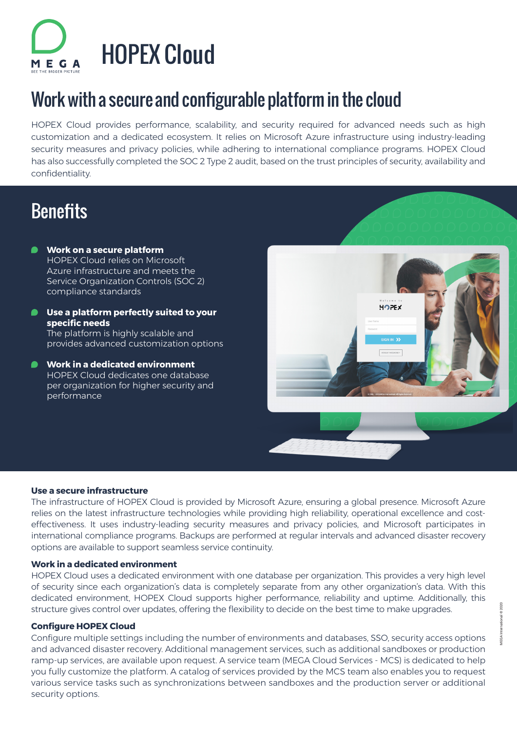# HOPEX Cloud

## Work with a secure and configurable platform in the cloud

HOPEX Cloud provides performance, scalability, and security required for advanced needs such as high customization and a dedicated ecosystem. It relies on Microsoft Azure infrastructure using industry-leading security measures and privacy policies, while adhering to international compliance programs. HOPEX Cloud has also successfully completed the SOC 2 Type 2 audit, based on the trust principles of security, availability and confidentiality.

## Benefits

- **Work on a secure platform**
  HOPEX Cloud relies on Microsoft Azure infrastructure and meets the Service Organization Controls (SOC 2) compliance standards
- **Use a platform perfectly suited to your specific needs**
  The platform is highly scalable and provides advanced customization options
- **Work in a dedicated environment**
  HOPEX Cloud dedicates one database per organization for higher security and performance

### Use a secure infrastructure

The infrastructure of HOPEX Cloud is provided by Microsoft Azure, ensuring a global presence. Microsoft Azure relies on the latest infrastructure technologies while providing high reliability, operational excellence and cost-effectiveness. It uses industry-leading security measures and privacy policies, and Microsoft participates in international compliance programs. Backups are performed at regular intervals and advanced disaster recovery options are available to support seamless service continuity.

### Work in a dedicated environment

HOPEX Cloud uses a dedicated environment with one database per organization. This provides a very high level of security since each organization's data is completely separate from any other organization's data. With this dedicated environment, HOPEX Cloud supports higher performance, reliability and uptime. Additionally, this structure gives control over updates, offering the flexibility to decide on the best time to make upgrades.

### Configure HOPEX Cloud

Configure multiple settings including the number of environments and databases, SSO, security access options and advanced disaster recovery. Additional management services, such as additional sandboxes or production ramp-up services, are available upon request. A service team (MEGA Cloud Services - MCS) is dedicated to help you fully customize the platform. A catalog of services provided by the MCS team also enables you to request various service tasks such as synchronizations between sandboxes and the production server or additional security options.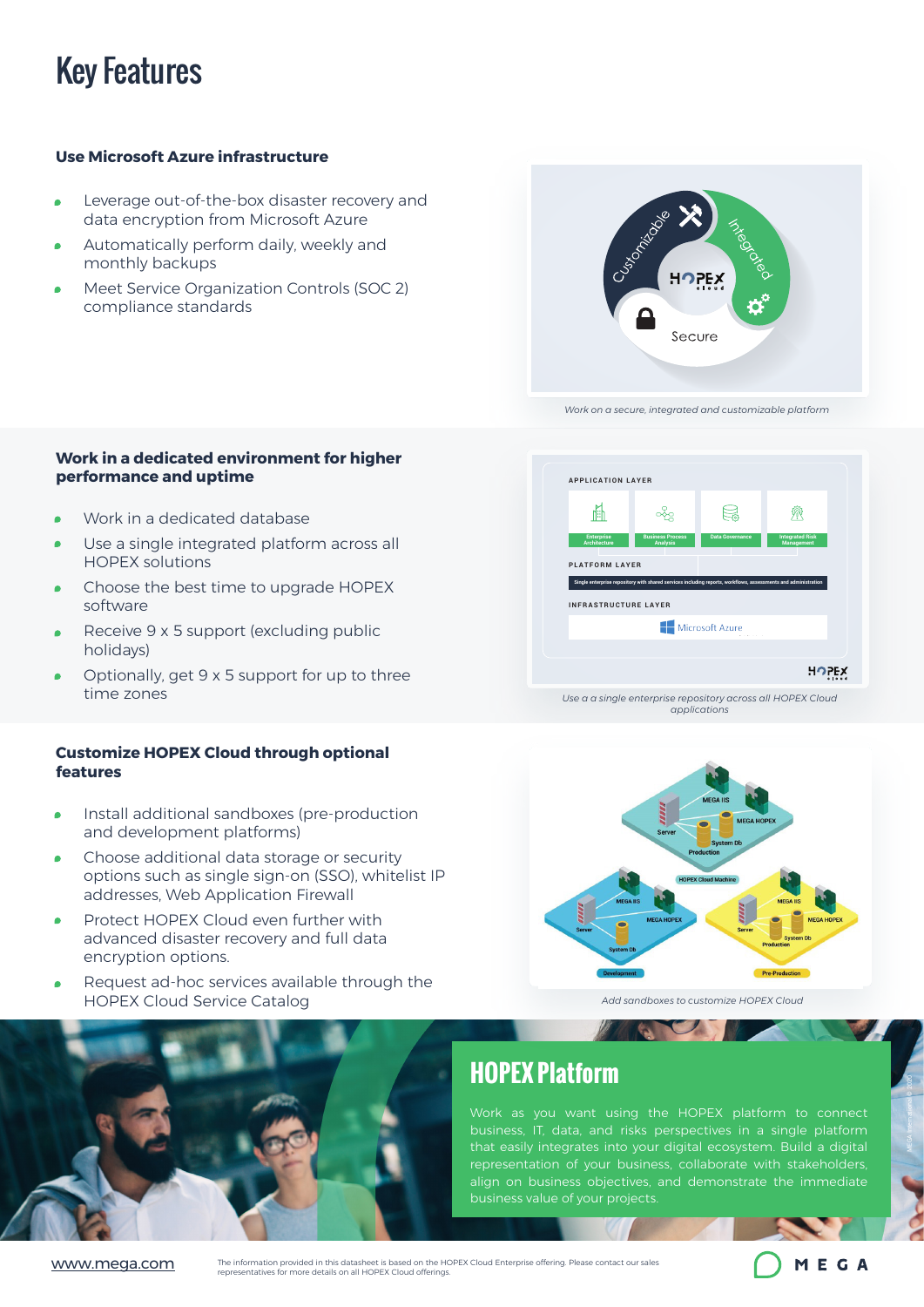# Key Features

### Use Microsoft Azure infrastructure

- Leverage out-of-the-box disaster recovery and data encryption from Microsoft Azure
- Automatically perform daily, weekly and monthly backups
- Meet Service Organization Controls (SOC 2) compliance standards

*Work on a secure, integrated and customizable platform*

### Work in a dedicated environment for higher performance and uptime

- Work in a dedicated database
- Use a single integrated platform across all HOPEX solutions
- Choose the best time to upgrade HOPEX software
- Receive 9 x 5 support (excluding public holidays)
- Optionally, get 9 x 5 support for up to three time zones

*Use a a single enterprise repository across all HOPEX Cloud applications*

### Customize HOPEX Cloud through optional features

- Install additional sandboxes (pre-production and development platforms)
- Choose additional data storage or security options such as single sign-on (SSO), whitelist IP addresses, Web Application Firewall
- Protect HOPEX Cloud even further with advanced disaster recovery and full data encryption options.
- Request ad-hoc services available through the HOPEX Cloud Service Catalog

*Add sandboxes to customize HOPEX Cloud*

## HOPEX Platform

Work as you want using the HOPEX platform to connect business, IT, data, and risks perspectives in a single platform that easily integrates into your digital ecosystem. Build a digital representation of your business, collaborate with stakeholders, align on business objectives, and demonstrate the immediate business value of your projects.

www.mega.com

The information provided in this datasheet is based on the HOPEX Cloud Enterprise offering. Please contact our sales representatives for more details on all HOPEX Cloud offerings.